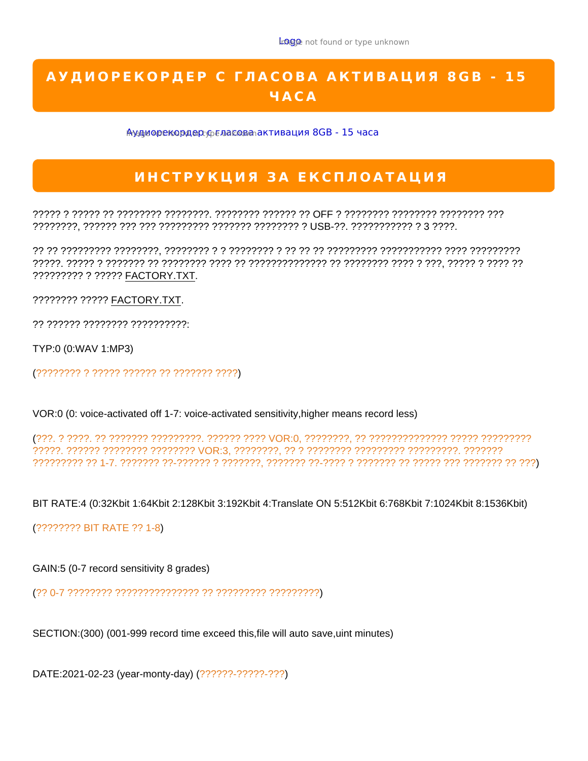Logo

# АУДИОРЕКОРДЕР С ГЛАСОВА АКТИВАЦИЯ 8GB - 15 ЧАСА

Аудиорекордер с гласова активация 8GB - 15 часа

## ИНСТРУКЦИЯ ЗА ЕКСПЛОАТАЦИЯ

????? ? ????? ?? ???????? ????????. ???????? ?????? ?? OFF ? ???????? ???????? ???????? ??? ????????, ?????? ??? ??? ????????? ??????? ???????? ? USB-??. ??????????? ? 3 ????.

?? ?? ????????? ????????, ???????? ? ? ???????? ? ?? ?? ?? ????????? ??????????? ???? ????????? ?????. ????? ? ??????? ?? ???????? ???? ?? ?????????????? ?? ???????? ???? ? ???, ????? ? ???? ?? ????????? ? ????? FACTORY.TXT.

???????? ????? FACTORY.TXT.

?? ?????? ???????? ??????????:

TYP:0 (0:WAV 1:MP3)

(???????? ? ????? ?????? ?? ??????? ????)

VOR:0 (0: voice-activated off 1-7: voice-activated sensitivity,higher means record less)

(???. ? ????. ?? ??????? ?????????. ?????? ???? VOR:0, ????????, ?? ?????????????? ????? ????????? ?????. ?????? ???????? ???????? VOR:3, ????????, ?? ? ???????? ????????? ?????????. ??????? ????????? ?? 1-7. ??????? ??-?????? ? ???????, ??????? ??-???? ? ??????? ?? ????? ??? ??????? ?? ???)

BIT RATE:4 (0:32Kbit 1:64Kbit 2:128Kbit 3:192Kbit 4:Translate ON 5:512Kbit 6:768Kbit 7:1024Kbit 8:1536Kbit)

(???????? BIT RATE ?? 1-8)

GAIN:5 (0-7 record sensitivity 8 grades)

(?? 0-7 ???????? ??????????????? ?? ????????? ?????????)

SECTION:(300) (001-999 record time exceed this,file will auto save,uint minutes)

DATE:2021-02-23 (year-monty-day) (??????-?????-???)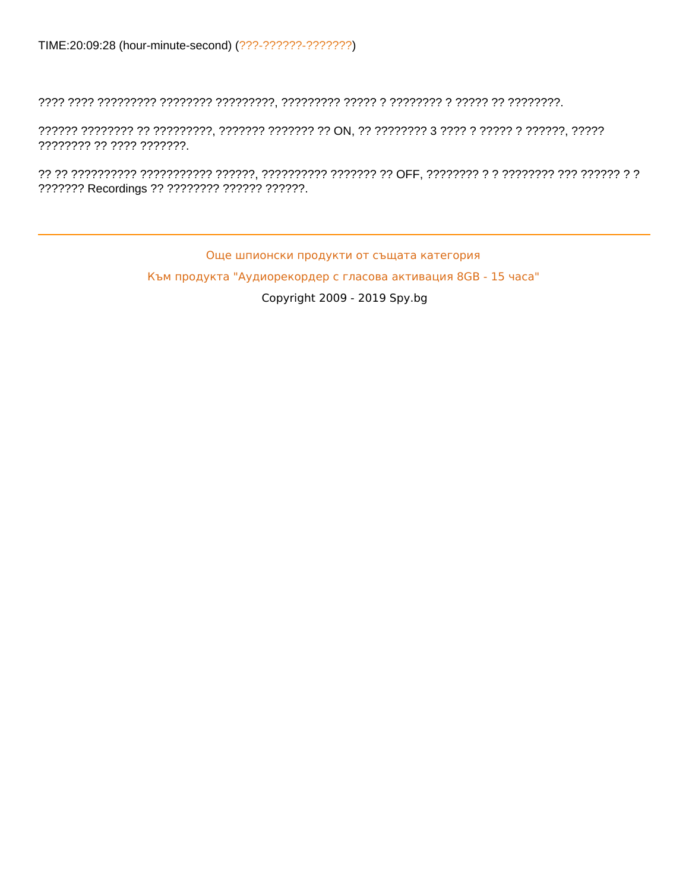TIME:20:09:28 (hour-minute-second) (???-??????-???????)

???? ???? ????????? ???????? ?????????, ????????? ????? ? ???????? ? ????? ?? ????????.

?????? ???????? ?? ?????????, ??????? ??????? ?? ON, ?? ???????? 3 ???? ? ????? ? ??????, ????? ???????? ?? ???? ???????.

?? ?? ?????????? ??????????? ??????, ?????????? ??????? ?? OFF, ???????? ? ? ???????? ??? ?????? ? ? ??????? Recordings ?? ???????? ?????? ??????.

---

Още шпионски продукти от същата категория

Към продукта "Аудиорекордер с гласова активация 8GB - 15 часа"

Copyright 2009 - 2019 Spy.bg